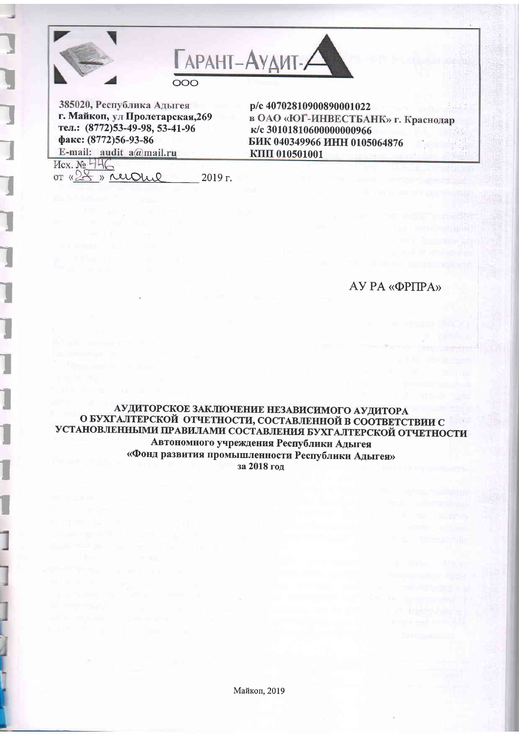**ГАРАНТ-АУДИТ-А**

ООО

385020, Республика Адыгея
г. Майкоп, ул Пролетарская,269
тел.: (8772)53-49-98, 53-41-96
факс: (8772)56-93-86
E-mail: audit_a@mail.ru

р/с 40702810900890001022
в ОАО «ЮГ-ИНВЕСТБАНК» г. Краснодар
к/с 30101810600000000966
БИК 040349966 ИНН 0105064876
КПП 010501001

Исх. № 446
от «28» июня 2019 г.

АУ РА «ФРПРА»

**АУДИТОРСКОЕ ЗАКЛЮЧЕНИЕ НЕЗАВИСИМОГО АУДИТОРА О БУХГАЛТЕРСКОЙ ОТЧЕТНОСТИ, СОСТАВЛЕННОЙ В СООТВЕТСТВИИ С УСТАНОВЛЕННЫМИ ПРАВИЛАМИ СОСТАВЛЕНИЯ БУХГАЛТЕРСКОЙ ОТЧЕТНОСТИ Автономного учреждения Республики Адыгея «Фонд развития промышленности Республики Адыгея» за 2018 год**

Майкоп, 2019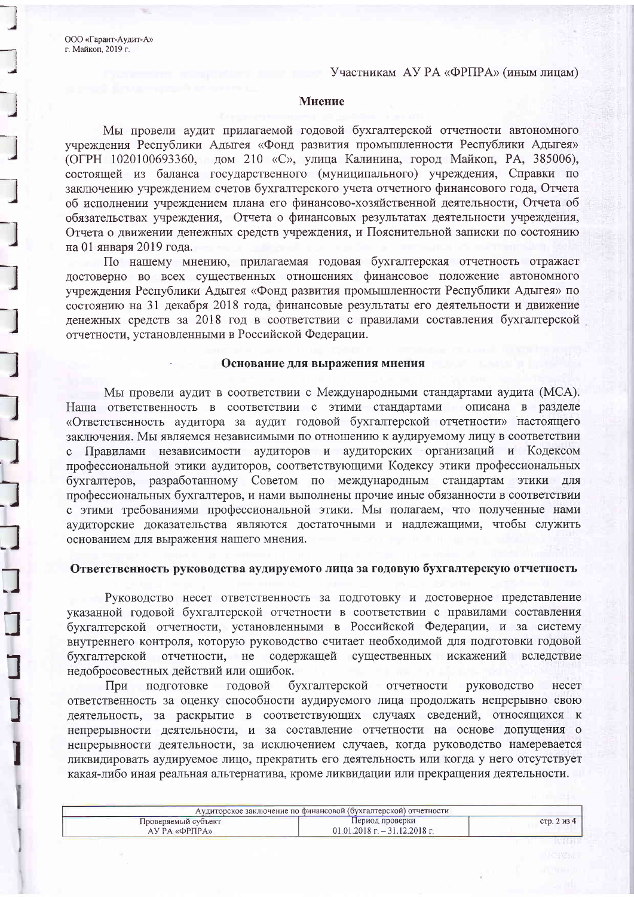ООО «Гарант-Аудит-А»
г. Майкоп, 2019 г.

Участникам АУ РА «ФРПРА» (иным лицам)

## Мнение

Мы провели аудит прилагаемой годовой бухгалтерской отчетности автономного учреждения Республики Адыгея «Фонд развития промышленности Республики Адыгея» (ОГРН 1020100693360, дом 210 «С», улица Калинина, город Майкоп, РА, 385006), состоящей из баланса государственного (муниципального) учреждения, Справки по заключению учреждением счетов бухгалтерского учета отчетного финансового года, Отчета об исполнении учреждением плана его финансово-хозяйственной деятельности, Отчета об обязательствах учреждения, Отчета о финансовых результатах деятельности учреждения, Отчета о движении денежных средств учреждения, и Пояснительной записки по состоянию на 01 января 2019 года.

По нашему мнению, прилагаемая годовая бухгалтерская отчетность отражает достоверно во всех существенных отношениях финансовое положение автономного учреждения Республики Адыгея «Фонд развития промышленности Республики Адыгея» по состоянию на 31 декабря 2018 года, финансовые результаты его деятельности и движение денежных средств за 2018 год в соответствии с правилами составления бухгалтерской отчетности, установленными в Российской Федерации.

## Основание для выражения мнения

Мы провели аудит в соответствии с Международными стандартами аудита (МСА). Наша ответственность в соответствии с этими стандартами описана в разделе «Ответственность аудитора за аудит годовой бухгалтерской отчетности» настоящего заключения. Мы являемся независимыми по отношению к аудируемому лицу в соответствии с Правилами независимости аудиторов и аудиторских организаций и Кодексом профессиональной этики аудиторов, соответствующими Кодексу этики профессиональных бухгалтеров, разработанному Советом по международным стандартам этики для профессиональных бухгалтеров, и нами выполнены прочие иные обязанности в соответствии с этими требованиями профессиональной этики. Мы полагаем, что полученные нами аудиторские доказательства являются достаточными и надлежащими, чтобы служить основанием для выражения нашего мнения.

## Ответственность руководства аудируемого лица за годовую бухгалтерскую отчетность

Руководство несет ответственность за подготовку и достоверное представление указанной годовой бухгалтерской отчетности в соответствии с правилами составления бухгалтерской отчетности, установленными в Российской Федерации, и за систему внутреннего контроля, которую руководство считает необходимой для подготовки годовой бухгалтерской отчетности, не содержащей существенных искажений вследствие недобросовестных действий или ошибок.

При подготовке годовой бухгалтерской отчетности руководство несет ответственность за оценку способности аудируемого лица продолжать непрерывно свою деятельность, за раскрытие в соответствующих случаях сведений, относящихся к непрерывности деятельности, и за составление отчетности на основе допущения о непрерывности деятельности, за исключением случаев, когда руководство намеревается ликвидировать аудируемое лицо, прекратить его деятельность или когда у него отсутствует какая-либо иная реальная альтернатива, кроме ликвидации или прекращения деятельности.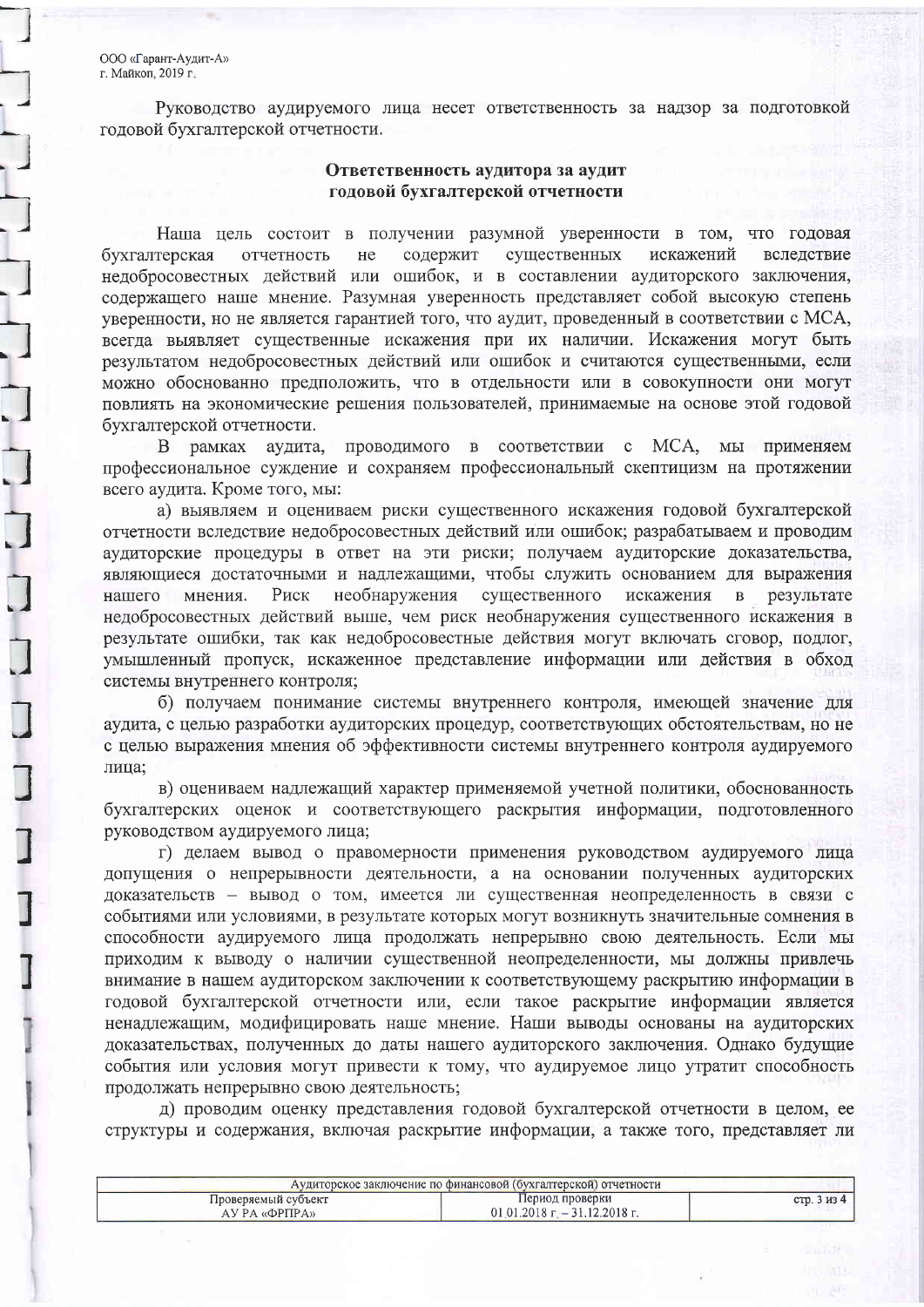Руководство аудируемого лица несет ответственность за надзор за подготовкой годовой бухгалтерской отчетности.

## Ответственность аудитора за аудит годовой бухгалтерской отчетности

Наша цель состоит в получении разумной уверенности в том, что годовая бухгалтерская отчетность не содержит существенных искажений вследствие недобросовестных действий или ошибок, и в составлении аудиторского заключения, содержащего наше мнение. Разумная уверенность представляет собой высокую степень уверенности, но не является гарантией того, что аудит, проведенный в соответствии с МСА, всегда выявляет существенные искажения при их наличии. Искажения могут быть результатом недобросовестных действий или ошибок и считаются существенными, если можно обоснованно предположить, что в отдельности или в совокупности они могут повлиять на экономические решения пользователей, принимаемые на основе этой годовой бухгалтерской отчетности.

В рамках аудита, проводимого в соответствии с МСА, мы применяем профессиональное суждение и сохраняем профессиональный скептицизм на протяжении всего аудита. Кроме того, мы:

а) выявляем и оцениваем риски существенного искажения годовой бухгалтерской отчетности вследствие недобросовестных действий или ошибок; разрабатываем и проводим аудиторские процедуры в ответ на эти риски; получаем аудиторские доказательства, являющиеся достаточными и надлежащими, чтобы служить основанием для выражения нашего мнения. Риск необнаружения существенного искажения в результате недобросовестных действий выше, чем риск необнаружения существенного искажения в результате ошибки, так как недобросовестные действия могут включать сговор, подлог, умышленный пропуск, искаженное представление информации или действия в обход системы внутреннего контроля;

б) получаем понимание системы внутреннего контроля, имеющей значение для аудита, с целью разработки аудиторских процедур, соответствующих обстоятельствам, но не с целью выражения мнения об эффективности системы внутреннего контроля аудируемого лица;

в) оцениваем надлежащий характер применяемой учетной политики, обоснованность бухгалтерских оценок и соответствующего раскрытия информации, подготовленного руководством аудируемого лица;

г) делаем вывод о правомерности применения руководством аудируемого лица допущения о непрерывности деятельности, а на основании полученных аудиторских доказательств – вывод о том, имеется ли существенная неопределенность в связи с событиями или условиями, в результате которых могут возникнуть значительные сомнения в способности аудируемого лица продолжать непрерывно свою деятельность. Если мы приходим к выводу о наличии существенной неопределенности, мы должны привлечь внимание в нашем аудиторском заключении к соответствующему раскрытию информации в годовой бухгалтерской отчетности или, если такое раскрытие информации является ненадлежащим, модифицировать наше мнение. Наши выводы основаны на аудиторских доказательствах, полученных до даты нашего аудиторского заключения. Однако будущие события или условия могут привести к тому, что аудируемое лицо утратит способность продолжать непрерывно свою деятельность;

д) проводим оценку представления годовой бухгалтерской отчетности в целом, ее структуры и содержания, включая раскрытие информации, а также того, представляет ли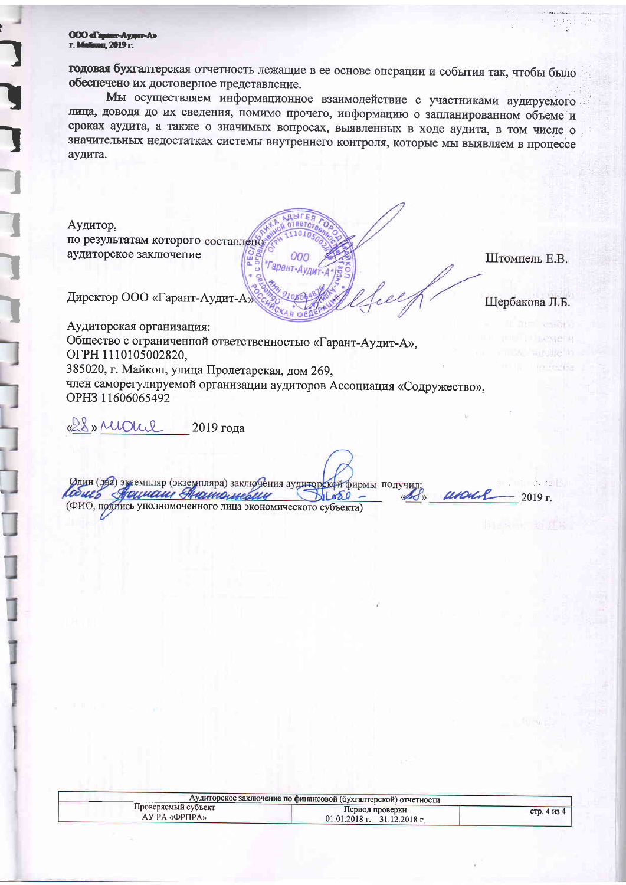годовая бухгалтерская отчетность лежащие в ее основе операции и события так, чтобы было обеспечено их достоверное представление.

Мы осуществляем информационное взаимодействие с участниками аудируемого лица, доводя до их сведения, помимо прочего, информацию о запланированном объеме и сроках аудита, а также о значимых вопросах, выявленных в ходе аудита, в том числе о значительных недостатках системы внутреннего контроля, которые мы выявляем в процессе аудита.

Аудитор,
по результатам которого составлено
аудиторское заключение — Штомпель Е.В.

Директор ООО «Гарант-Аудит-А» — Щербакова Л.Б.

Аудиторская организация:
Общество с ограниченной ответственностью «Гарант-Аудит-А»,
ОГРН 1110105002820,
385020, г. Майкоп, улица Пролетарская, дом 269,
член саморегулируемой организации аудиторов Ассоциация «Содружество»,
ОРНЗ 11606065492

«28» июня 2019 года

Один (два) экземпляр (экземпляра) заключения аудиторской фирмы получил:
Бобыль Руслан Анатольевич — «28» июня 2019 г.
(ФИО, подпись уполномоченного лица экономического субъекта)

| Аудиторское заключение по финансовой (бухгалтерской) отчетности | | |
|---|---|---|
| Проверяемый субъект АУ РА «ФРПРА» | Период проверки 01.01.2018 г. – 31.12.2018 г. | стр. 4 из 4 |